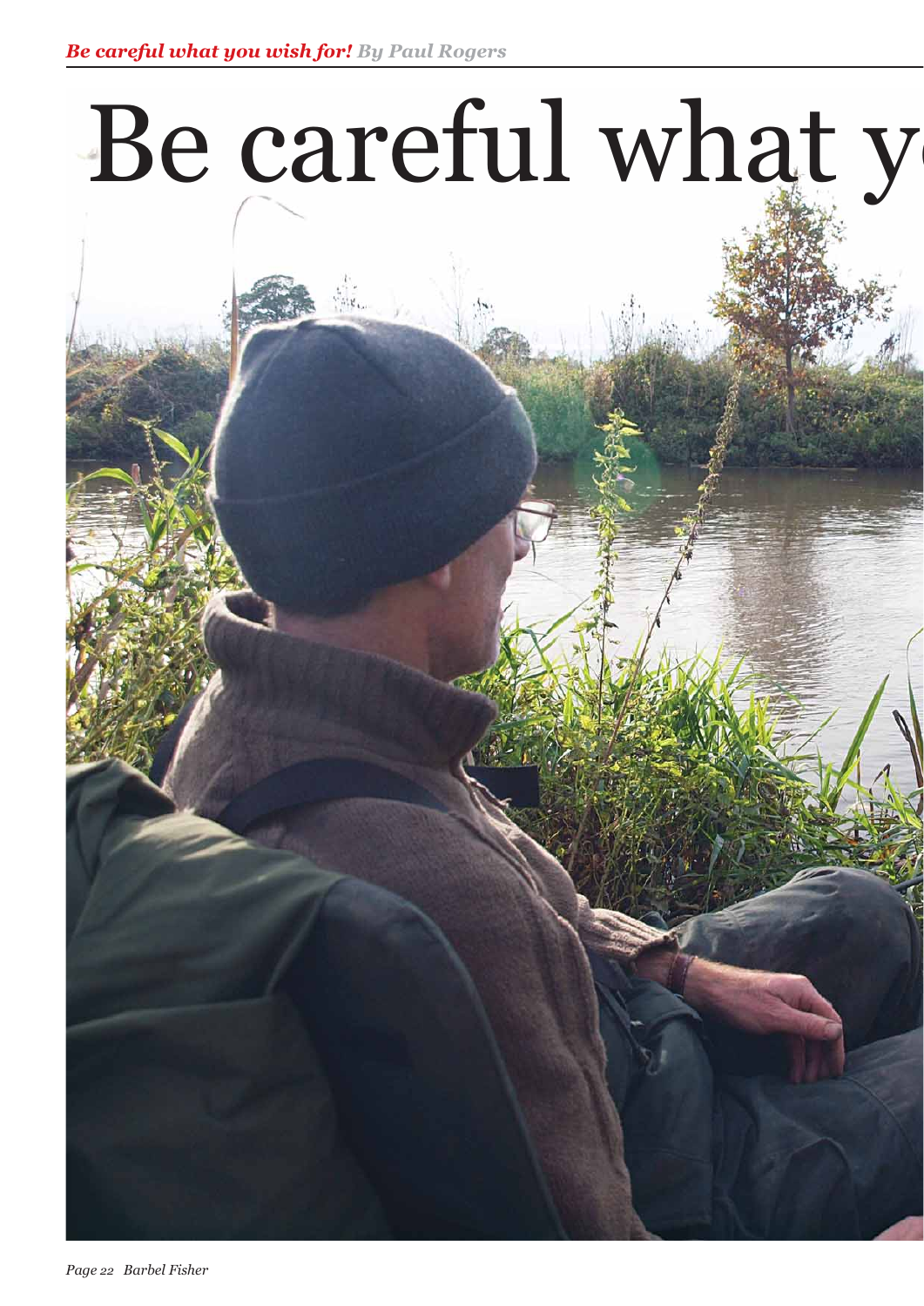# Be careful what y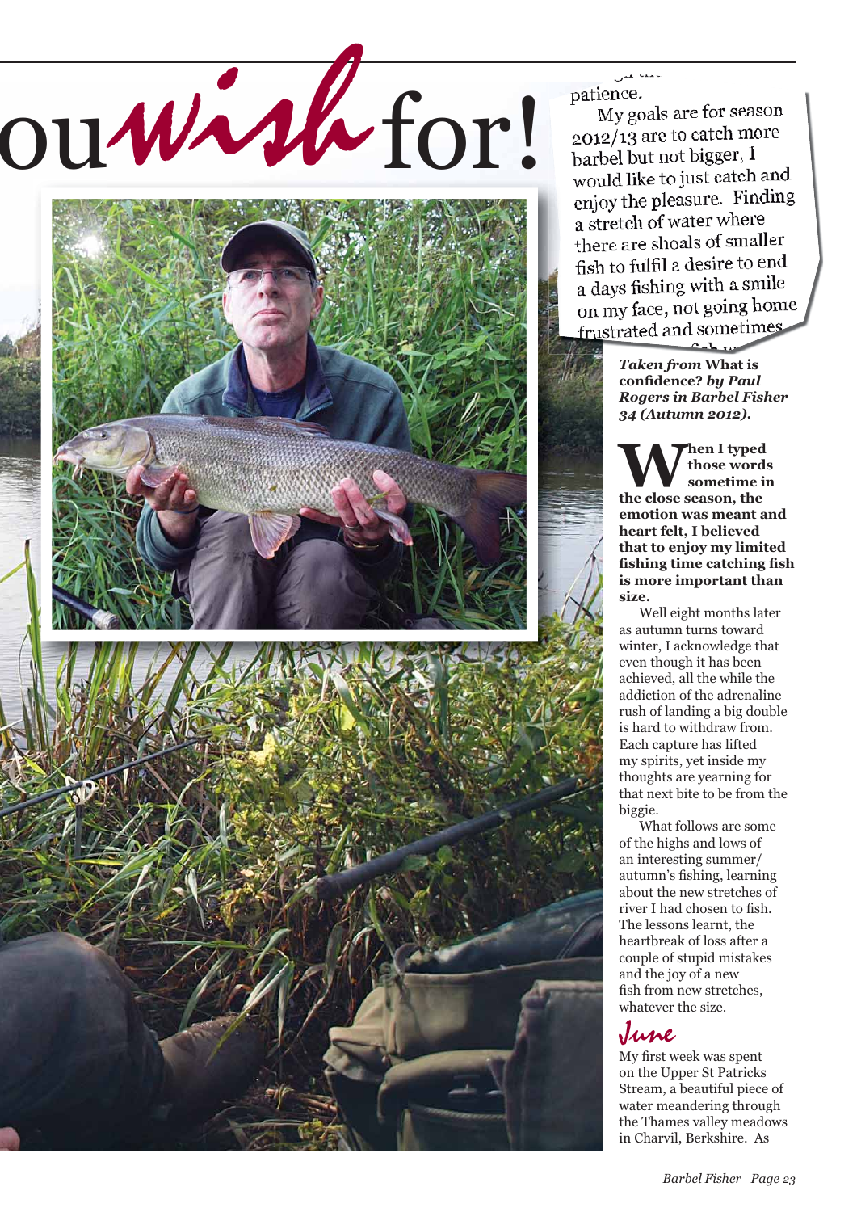# ou*wish* for!

patience.

My goals are for season 2012/13 are to catch more barbel but not bigger, I would like to just catch and enjoy the pleasure. Finding a stretch of water where there are shoals of smaller fish to fulfil a desire to end a days fishing with a smile on my face, not going home frustrated and sometimes

***Taken from* What is confidence? *by Paul Rogers in Barbel Fisher 34 (Autumn 2012).***

**When I typed those words sometime in the close season, the emotion was meant and heart felt, I believed that to enjoy my limited fishing time catching fish is more important than size.**

Well eight months later as autumn turns toward winter, I acknowledge that even though it has been achieved, all the while the addiction of the adrenaline rush of landing a big double is hard to withdraw from. Each capture has lifted my spirits, yet inside my thoughts are yearning for that next bite to be from the biggie.

What follows are some of the highs and lows of an interesting summer/autumn's fishing, learning about the new stretches of river I had chosen to fish. The lessons learnt, the heartbreak of loss after a couple of stupid mistakes and the joy of a new fish from new stretches, whatever the size.

## *June*

My first week was spent on the Upper St Patricks Stream, a beautiful piece of water meandering through the Thames valley meadows in Charvil, Berkshire. As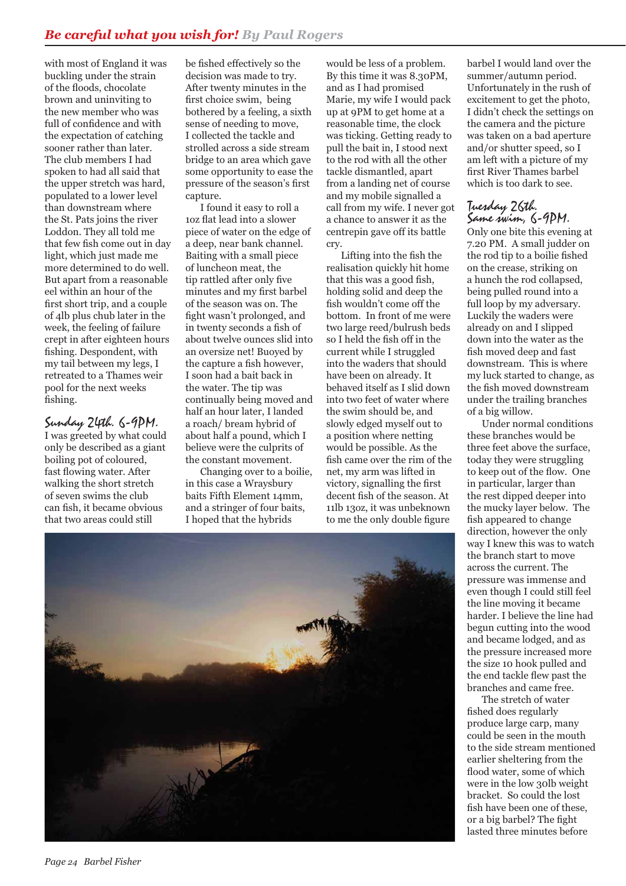## *Be careful what you wish for!* By Paul Rogers

with most of England it was buckling under the strain of the floods, chocolate brown and uninviting to the new member who was full of confidence and with the expectation of catching sooner rather than later. The club members I had spoken to had all said that the upper stretch was hard, populated to a lower level than downstream where the St. Pats joins the river Loddon. They all told me that few fish come out in day light, which just made me more determined to do well. But apart from a reasonable eel within an hour of the first short trip, and a couple of 4lb plus chub later in the week, the feeling of failure crept in after eighteen hours fishing. Despondent, with my tail between my legs, I retreated to a Thames weir pool for the next weeks fishing.

### Sunday 24th. 6-9PM.

I was greeted by what could only be described as a giant boiling pot of coloured, fast flowing water. After walking the short stretch of seven swims the club can fish, it became obvious that two areas could still be fished effectively so the decision was made to try. After twenty minutes in the first choice swim, being bothered by a feeling, a sixth sense of needing to move, I collected the tackle and strolled across a side stream bridge to an area which gave some opportunity to ease the pressure of the season's first capture.

I found it easy to roll a 1oz flat lead into a slower piece of water on the edge of a deep, near bank channel. Baiting with a small piece of luncheon meat, the tip rattled after only five minutes and my first barbel of the season was on. The fight wasn't prolonged, and in twenty seconds a fish of about twelve ounces slid into an oversize net! Buoyed by the capture a fish however, I soon had a bait back in the water. The tip was continually being moved and half an hour later, I landed a roach/ bream hybrid of about half a pound, which I believe were the culprits of the constant movement.

Changing over to a boilie, in this case a Wraysbury baits Fifth Element 14mm, and a stringer of four baits, I hoped that the hybrids would be less of a problem. By this time it was 8.30PM, and as I had promised Marie, my wife I would pack up at 9PM to get home at a reasonable time, the clock was ticking. Getting ready to pull the bait in, I stood next to the rod with all the other tackle dismantled, apart from a landing net of course and my mobile signalled a call from my wife. I never got a chance to answer it as the centrepin gave off its battle cry.

Lifting into the fish the realisation quickly hit home that this was a good fish, holding solid and deep the fish wouldn't come off the bottom. In front of me were two large reed/bulrush beds so I held the fish off in the current while I struggled into the waders that should have been on already. It behaved itself as I slid down into two feet of water where the swim should be, and slowly edged myself out to a position where netting would be possible. As the fish came over the rim of the net, my arm was lifted in victory, signalling the first decent fish of the season. At 11lb 13oz, it was unbeknown to me the only double figure barbel I would land over the summer/autumn period. Unfortunately in the rush of excitement to get the photo, I didn't check the settings on the camera and the picture was taken on a bad aperture and/or shutter speed, so I am left with a picture of my first River Thames barbel which is too dark to see.

### Tuesday 26th. Same swim, 6-9PM.

Only one bite this evening at 7.20 PM. A small judder on the rod tip to a boilie fished on the crease, striking on a hunch the rod collapsed, being pulled round into a full loop by my adversary. Luckily the waders were already on and I slipped down into the water as the fish moved deep and fast downstream. This is where my luck started to change, as the fish moved downstream under the trailing branches of a big willow.

Under normal conditions these branches would be three feet above the surface, today they were struggling to keep out of the flow. One in particular, larger than the rest dipped deeper into the mucky layer below. The fish appeared to change direction, however the only way I knew this was to watch the branch start to move across the current. The pressure was immense and even though I could still feel the line moving it became harder. I believe the line had begun cutting into the wood and became lodged, and as the pressure increased more the size 10 hook pulled and the end tackle flew past the branches and came free.

The stretch of water fished does regularly produce large carp, many could be seen in the mouth to the side stream mentioned earlier sheltering from the flood water, some of which were in the low 30lb weight bracket. So could the lost fish have been one of these, or a big barbel? The fight lasted three minutes before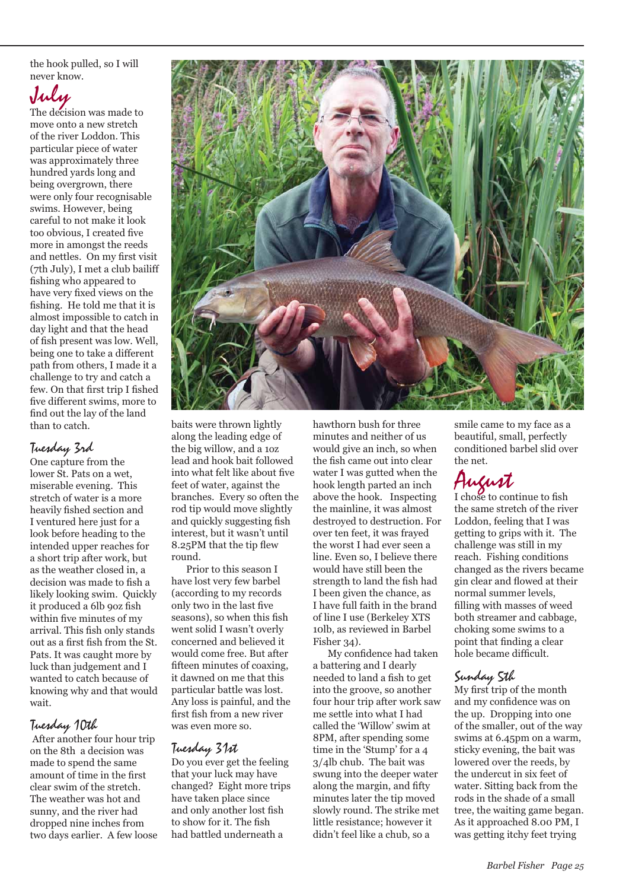the hook pulled, so I will never know.

## July

The decision was made to move onto a new stretch of the river Loddon. This particular piece of water was approximately three hundred yards long and being overgrown, there were only four recognisable swims. However, being careful to not make it look too obvious, I created five more in amongst the reeds and nettles. On my first visit (7th July), I met a club bailiff fishing who appeared to have very fixed views on the fishing. He told me that it is almost impossible to catch in day light and that the head of fish present was low. Well, being one to take a different path from others, I made it a challenge to try and catch a few. On that first trip I fished five different swims, more to find out the lay of the land than to catch.

### Tuesday 3rd

One capture from the lower St. Pats on a wet, miserable evening. This stretch of water is a more heavily fished section and I ventured here just for a look before heading to the intended upper reaches for a short trip after work, but as the weather closed in, a decision was made to fish a likely looking swim. Quickly it produced a 6lb 9oz fish within five minutes of my arrival. This fish only stands out as a first fish from the St. Pats. It was caught more by luck than judgement and I wanted to catch because of knowing why and that would wait.

### Tuesday 10th

After another four hour trip on the 8th a decision was made to spend the same amount of time in the first clear swim of the stretch. The weather was hot and sunny, and the river had dropped nine inches from two days earlier. A few loose baits were thrown lightly along the leading edge of the big willow, and a 1oz lead and hook bait followed into what felt like about five feet of water, against the branches. Every so often the rod tip would move slightly and quickly suggesting fish interest, but it wasn't until 8.25PM that the tip flew round.

Prior to this season I have lost very few barbel (according to my records only two in the last five seasons), so when this fish went solid I wasn't overly concerned and believed it would come free. But after fifteen minutes of coaxing, it dawned on me that this particular battle was lost. Any loss is painful, and the first fish from a new river was even more so.

### Tuesday 31st

Do you ever get the feeling that your luck may have changed? Eight more trips have taken place since and only another lost fish to show for it. The fish had battled underneath a hawthorn bush for three minutes and neither of us would give an inch, so when the fish came out into clear water I was gutted when the hook length parted an inch above the hook. Inspecting the mainline, it was almost destroyed to destruction. For over ten feet, it was frayed the worst I had ever seen a line. Even so, I believe there would have still been the strength to land the fish had I been given the chance, as I have full faith in the brand of line I use (Berkeley XTS 10lb, as reviewed in Barbel Fisher 34).

My confidence had taken a battering and I dearly needed to land a fish to get into the groove, so another four hour trip after work saw me settle into what I had called the 'Willow' swim at 8PM, after spending some time in the 'Stump' for a 4 3/4lb chub. The bait was swung into the deeper water along the margin, and fifty minutes later the tip moved slowly round. The strike met little resistance; however it didn't feel like a chub, so a smile came to my face as a beautiful, small, perfectly conditioned barbel slid over the net.

## August

I chose to continue to fish the same stretch of the river Loddon, feeling that I was getting to grips with it. The challenge was still in my reach. Fishing conditions changed as the rivers became gin clear and flowed at their normal summer levels, filling with masses of weed both streamer and cabbage, choking some swims to a point that finding a clear hole became difficult.

### Sunday 5th

My first trip of the month and my confidence was on the up. Dropping into one of the smaller, out of the way swims at 6.45pm on a warm, sticky evening, the bait was lowered over the reeds, by the undercut in six feet of water. Sitting back from the rods in the shade of a small tree, the waiting game began. As it approached 8.00 PM, I was getting itchy feet trying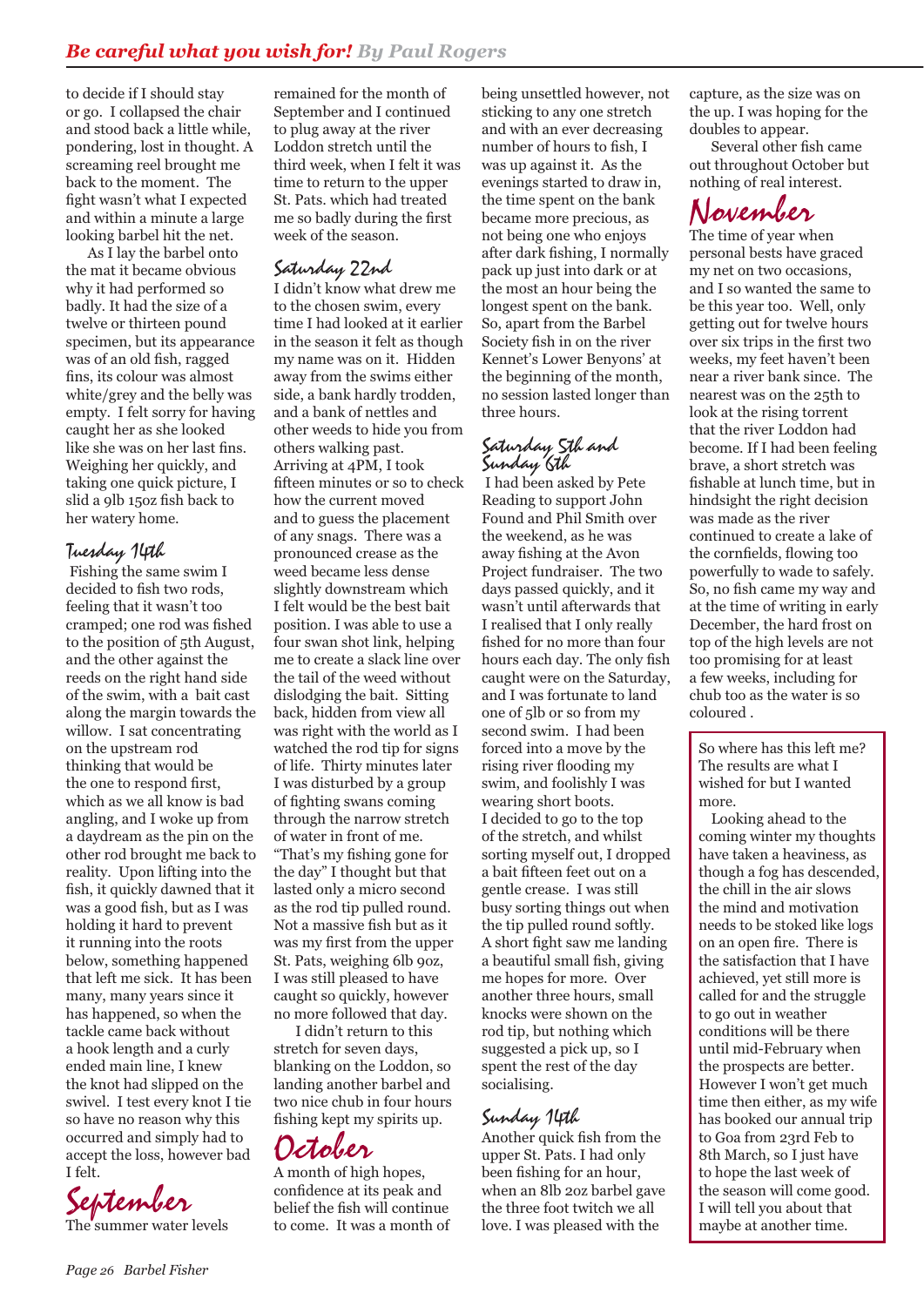to decide if I should stay or go. I collapsed the chair and stood back a little while, pondering, lost in thought. A screaming reel brought me back to the moment. The fight wasn't what I expected and within a minute a large looking barbel hit the net.

As I lay the barbel onto the mat it became obvious why it had performed so badly. It had the size of a twelve or thirteen pound specimen, but its appearance was of an old fish, ragged fins, its colour was almost white/grey and the belly was empty. I felt sorry for having caught her as she looked like she was on her last fins. Weighing her quickly, and taking one quick picture, I slid a 9lb 15oz fish back to her watery home.

### Tuesday 14th

Fishing the same swim I decided to fish two rods, feeling that it wasn't too cramped; one rod was fished to the position of 5th August, and the other against the reeds on the right hand side of the swim, with a bait cast along the margin towards the willow. I sat concentrating on the upstream rod thinking that would be the one to respond first, which as we all know is bad angling, and I woke up from a daydream as the pin on the other rod brought me back to reality. Upon lifting into the fish, it quickly dawned that it was a good fish, but as I was holding it hard to prevent it running into the roots below, something happened that left me sick. It has been many, many years since it has happened, so when the tackle came back without a hook length and a curly ended main line, I knew the knot had slipped on the swivel. I test every knot I tie so have no reason why this occurred and simply had to accept the loss, however bad I felt.

## September

The summer water levels remained for the month of September and I continued to plug away at the river Loddon stretch until the third week, when I felt it was time to return to the upper St. Pats. which had treated me so badly during the first week of the season.

### Saturday 22nd

I didn't know what drew me to the chosen swim, every time I had looked at it earlier in the season it felt as though my name was on it. Hidden away from the swims either side, a bank hardly trodden, and a bank of nettles and other weeds to hide you from others walking past. Arriving at 4PM, I took fifteen minutes or so to check how the current moved and to guess the placement of any snags. There was a pronounced crease as the weed became less dense slightly downstream which I felt would be the best bait position. I was able to use a four swan shot link, helping me to create a slack line over the tail of the weed without dislodging the bait. Sitting back, hidden from view all was right with the world as I watched the rod tip for signs of life. Thirty minutes later I was disturbed by a group of fighting swans coming through the narrow stretch of water in front of me. "That's my fishing gone for the day" I thought but that lasted only a micro second as the rod tip pulled round. Not a massive fish but as it was my first from the upper St. Pats, weighing 6lb 9oz, I was still pleased to have caught so quickly, however no more followed that day.

I didn't return to this stretch for seven days, blanking on the Loddon, so landing another barbel and two nice chub in four hours fishing kept my spirits up.

## October

A month of high hopes, confidence at its peak and belief the fish will continue to come. It was a month of being unsettled however, not sticking to any one stretch and with an ever decreasing number of hours to fish, I was up against it. As the evenings started to draw in, the time spent on the bank became more precious, as not being one who enjoys after dark fishing, I normally pack up just into dark or at the most an hour being the longest spent on the bank. So, apart from the Barbel Society fish in on the river Kennet's Lower Benyons' at the beginning of the month, no session lasted longer than three hours.

### Saturday 5th and Sunday 6th

I had been asked by Pete Reading to support John Found and Phil Smith over the weekend, as he was away fishing at the Avon Project fundraiser. The two days passed quickly, and it wasn't until afterwards that I realised that I only really fished for no more than four hours each day. The only fish caught were on the Saturday, and I was fortunate to land one of 5lb or so from my second swim. I had been forced into a move by the rising river flooding my swim, and foolishly I was wearing short boots. I decided to go to the top of the stretch, and whilst sorting myself out, I dropped a bait fifteen feet out on a gentle crease. I was still busy sorting things out when the tip pulled round softly. A short fight saw me landing a beautiful small fish, giving me hopes for more. Over another three hours, small knocks were shown on the rod tip, but nothing which suggested a pick up, so I spent the rest of the day socialising.

### Sunday 14th

Another quick fish from the upper St. Pats. I had only been fishing for an hour, when an 8lb 2oz barbel gave the three foot twitch we all love. I was pleased with the capture, as the size was on the up. I was hoping for the doubles to appear.

Several other fish came out throughout October but nothing of real interest.

## November

The time of year when personal bests have graced my net on two occasions, and I so wanted the same to be this year too. Well, only getting out for twelve hours over six trips in the first two weeks, my feet haven't been near a river bank since. The nearest was on the 25th to look at the rising torrent that the river Loddon had become. If I had been feeling brave, a short stretch was fishable at lunch time, but in hindsight the right decision was made as the river continued to create a lake of the cornfields, flowing too powerfully to wade to safely. So, no fish came my way and at the time of writing in early December, the hard frost on top of the high levels are not too promising for at least a few weeks, including for chub too as the water is so coloured .

So where has this left me? The results are what I wished for but I wanted more.

Looking ahead to the coming winter my thoughts have taken a heaviness, as though a fog has descended, the chill in the air slows the mind and motivation needs to be stoked like logs on an open fire. There is the satisfaction that I have achieved, yet still more is called for and the struggle to go out in weather conditions will be there until mid-February when the prospects are better. However I won't get much time then either, as my wife has booked our annual trip to Goa from 23rd Feb to 8th March, so I just have to hope the last week of the season will come good. I will tell you about that maybe at another time.